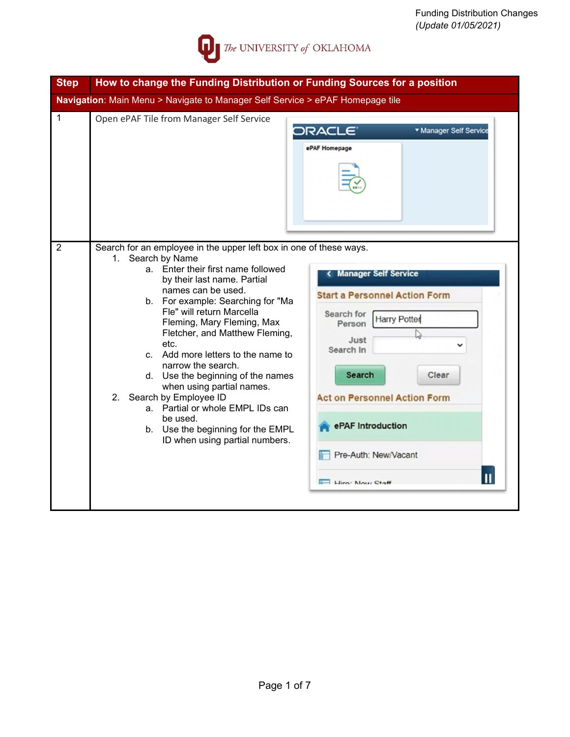Funding Distribution Changes
*(Update 01/05/2021)*

The UNIVERSITY of OKLAHOMA

| Step | How to change the Funding Distribution or Funding Sources for a position |
|---|---|
| **Navigation**: Main Menu > Navigate to Manager Self Service > ePAF Homepage tile | |
| 1 | Open ePAF Tile from Manager Self Service |
| 2 | Search for an employee in the upper left box in one of these ways:<br>1. Search by Name<br>a. Enter their first name followed by their last name. Partial names can be used.<br>b. For example: Searching for "Ma Fle" will return Marcella Fleming, Mary Fleming, Max Fletcher, and Matthew Fleming, etc.<br>c. Add more letters to the name to narrow the search.<br>d. Use the beginning of the names when using partial names.<br>2. Search by Employee ID<br>a. Partial or whole EMPL IDs can be used.<br>b. Use the beginning for the EMPL ID when using partial numbers. |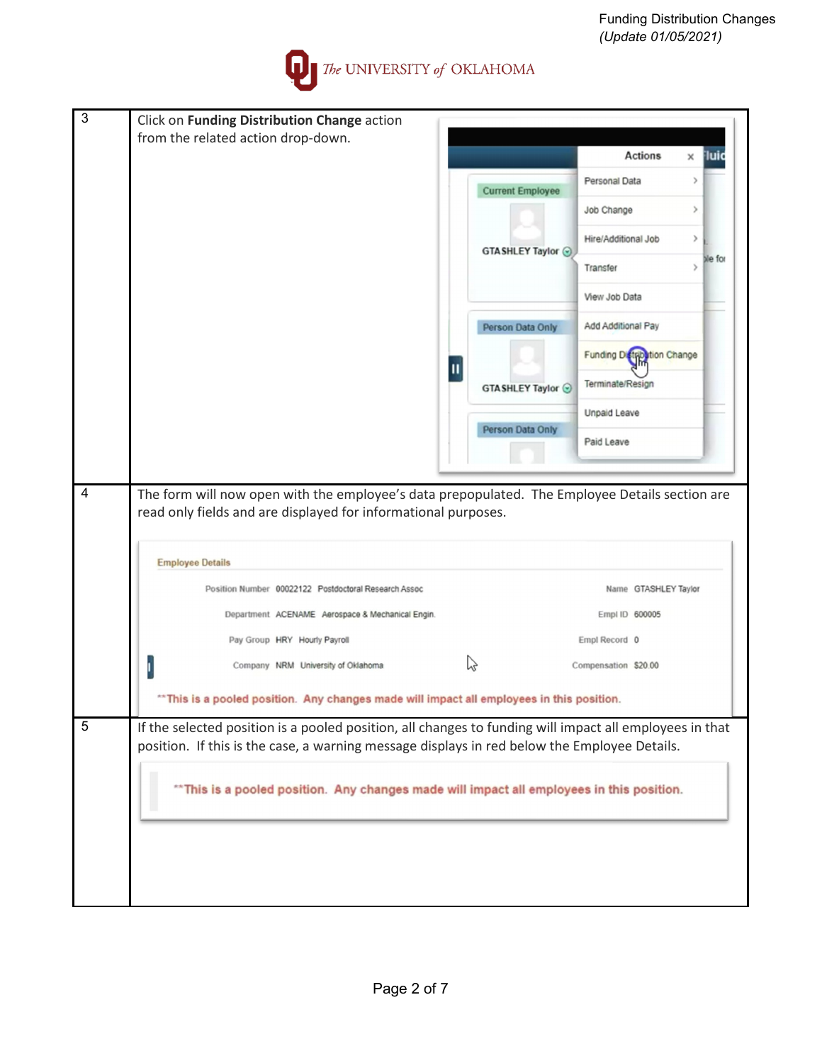| Step | Instructions |
|---|---|
| 3 | Click on **Funding Distribution Change** action from the related action drop-down. |
| 4 | The form will now open with the employee's data prepopulated. The Employee Details section are read only fields and are displayed for informational purposes. |
| 5 | If the selected position is a pooled position, all changes to funding will impact all employees in that position. If this is the case, a warning message displays in red below the Employee Details. |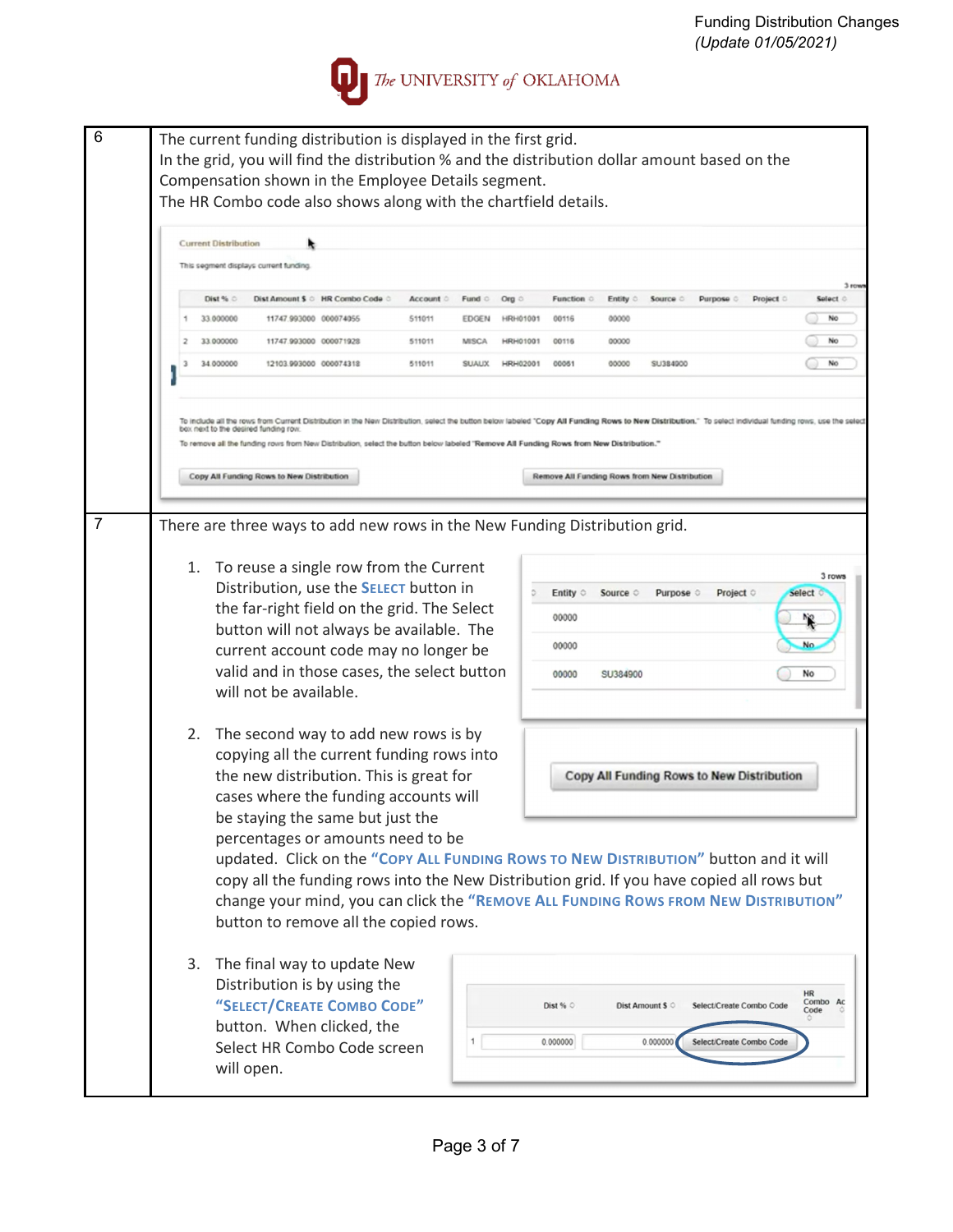| | |
|---|---|
| 6 | The current funding distribution is displayed in the first grid.<br>In the grid, you will find the distribution % and the distribution dollar amount based on the Compensation shown in the Employee Details segment.<br>The HR Combo code also shows along with the chartfield details. |
| 7 | There are three ways to add new rows in the New Funding Distribution grid.<br><br>1. To reuse a single row from the Current Distribution, use the **SELECT** button in the far-right field on the grid. The Select button will not always be available. The current account code may no longer be valid and in those cases, the select button will not be available.<br><br>2. The second way to add new rows is by copying all the current funding rows into the new distribution. This is great for cases where the funding accounts will be staying the same but just the percentages or amounts need to be updated. Click on the **"COPY ALL FUNDING ROWS TO NEW DISTRIBUTION"** button and it will copy all the funding rows into the New Distribution grid. If you have copied all rows but change your mind, you can click the **"REMOVE ALL FUNDING ROWS FROM NEW DISTRIBUTION"** button to remove all the copied rows.<br><br>3. The final way to update New Distribution is by using the **"SELECT/CREATE COMBO CODE"** button. When clicked, the Select HR Combo Code screen will open. |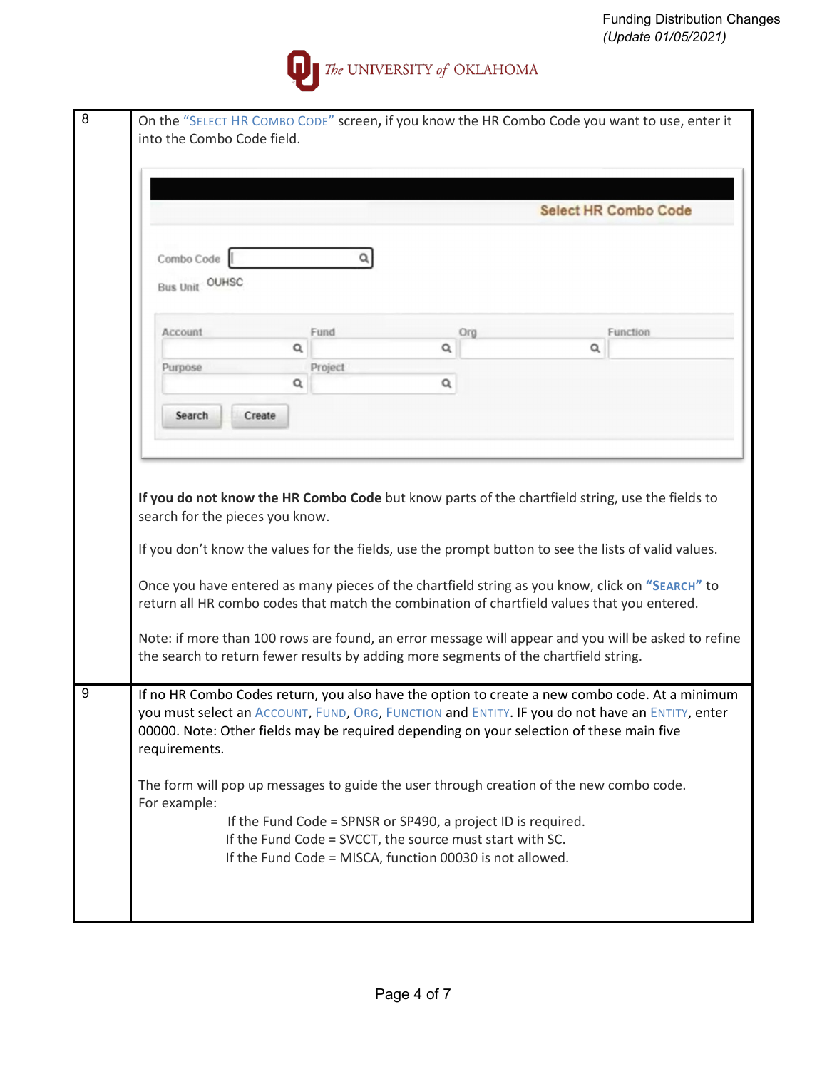| | |
|---|---|
| 8 | On the "SELECT HR COMBO CODE" screen, if you know the HR Combo Code you want to use, enter it into the Combo Code field.<br><br>Select HR Combo Code<br>Combo Code<br>Bus Unit OUHSC<br>Account / Fund / Org / Function<br>Purpose / Project<br>Search / Create<br><br>**If you do not know the HR Combo Code** but know parts of the chartfield string, use the fields to search for the pieces you know.<br><br>If you don't know the values for the fields, use the prompt button to see the lists of valid values.<br><br>Once you have entered as many pieces of the chartfield string as you know, click on **"SEARCH"** to return all HR combo codes that match the combination of chartfield values that you entered.<br><br>Note: if more than 100 rows are found, an error message will appear and you will be asked to refine the search to return fewer results by adding more segments of the chartfield string. |
| 9 | If no HR Combo Codes return, you also have the option to create a new combo code. At a minimum you must select an ACCOUNT, FUND, ORG, FUNCTION and ENTITY. IF you do not have an ENTITY, enter 00000. Note: Other fields may be required depending on your selection of these main five requirements.<br><br>The form will pop up messages to guide the user through creation of the new combo code. For example:<br>If the Fund Code = SPNSR or SP490, a project ID is required.<br>If the Fund Code = SVCCT, the source must start with SC.<br>If the Fund Code = MISCA, function 00030 is not allowed. |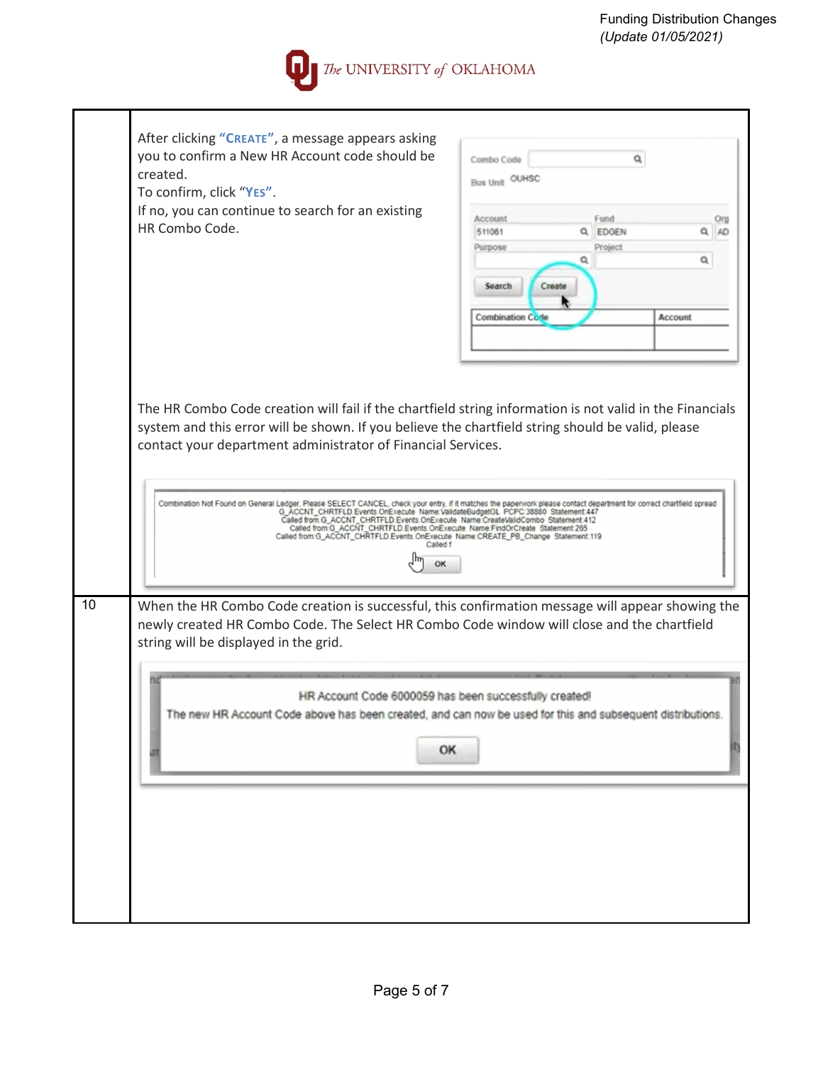| | |
|---|---|
| | After clicking "**Create**", a message appears asking you to confirm a New HR Account code should be created. To confirm, click "**Yes**". If no, you can continue to search for an existing HR Combo Code. The HR Combo Code creation will fail if the chartfield string information is not valid in the Financials system and this error will be shown. If you believe the chartfield string should be valid, please contact your department administrator of Financial Services. |
| 10 | When the HR Combo Code creation is successful, this confirmation message will appear showing the newly created HR Combo Code. The Select HR Combo Code window will close and the chartfield string will be displayed in the grid. |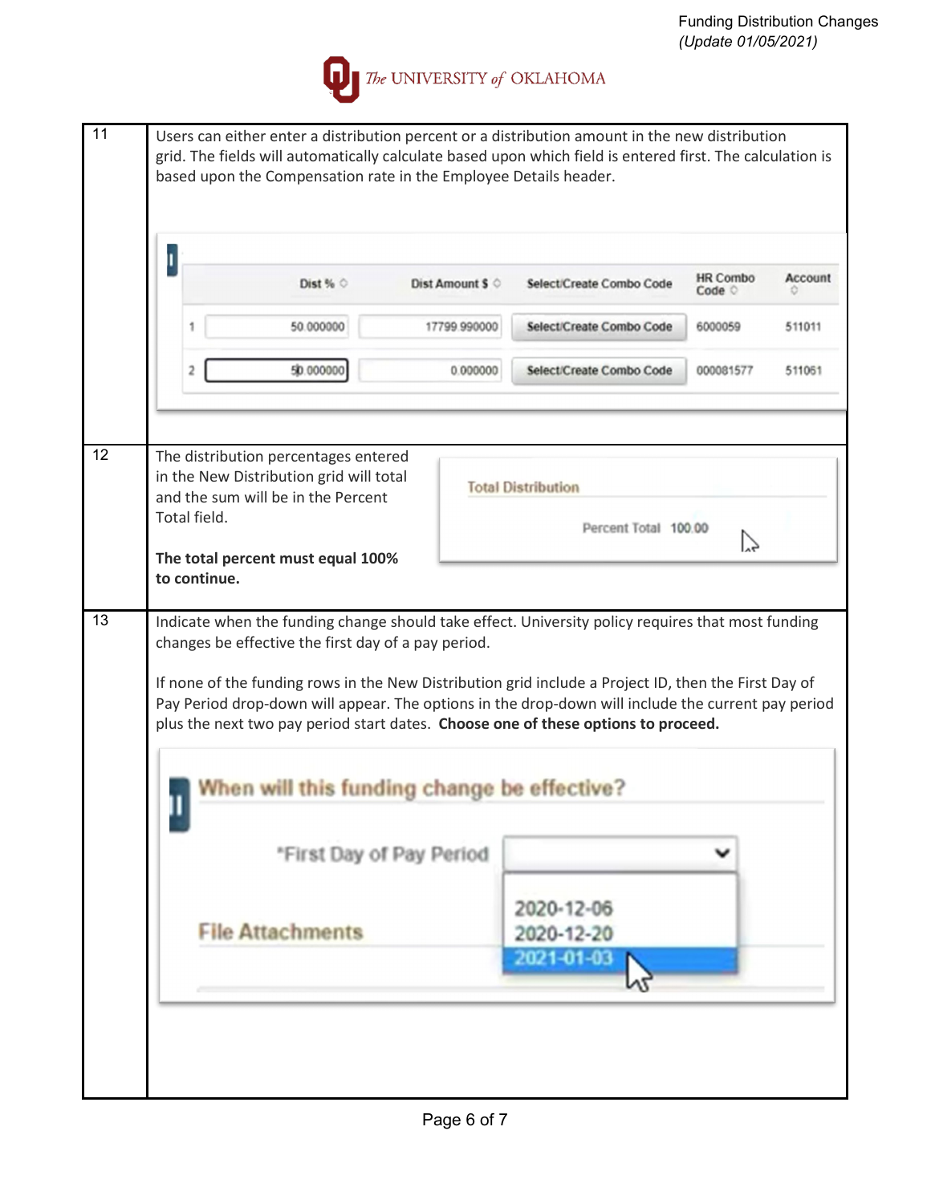| | |
|---|---|
| 11 | Users can either enter a distribution percent or a distribution amount in the new distribution grid. The fields will automatically calculate based upon which field is entered first. The calculation is based upon the Compensation rate in the Employee Details header. |
| 12 | The distribution percentages entered in the New Distribution grid will total and the sum will be in the Percent Total field.<br><br>**The total percent must equal 100% to continue.** |
| 13 | Indicate when the funding change should take effect. University policy requires that most funding changes be effective the first day of a pay period.<br><br>If none of the funding rows in the New Distribution grid include a Project ID, then the First Day of Pay Period drop-down will appear. The options in the drop-down will include the current pay period plus the next two pay period start dates. **Choose one of these options to proceed.** |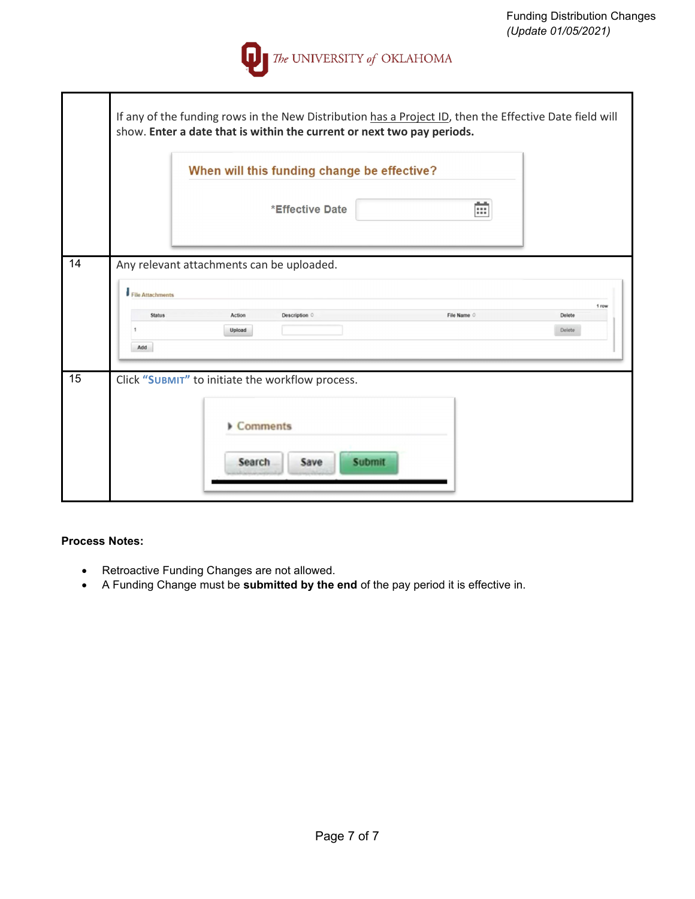| | |
|---|---|
| | If any of the funding rows in the New Distribution has a Project ID, then the Effective Date field will show. **Enter a date that is within the current or next two pay periods.** |
| 14 | Any relevant attachments can be uploaded. |
| 15 | Click **"SUBMIT"** to initiate the workflow process. |

**Process Notes:**

- Retroactive Funding Changes are not allowed.
- A Funding Change must be **submitted by the end** of the pay period it is effective in.